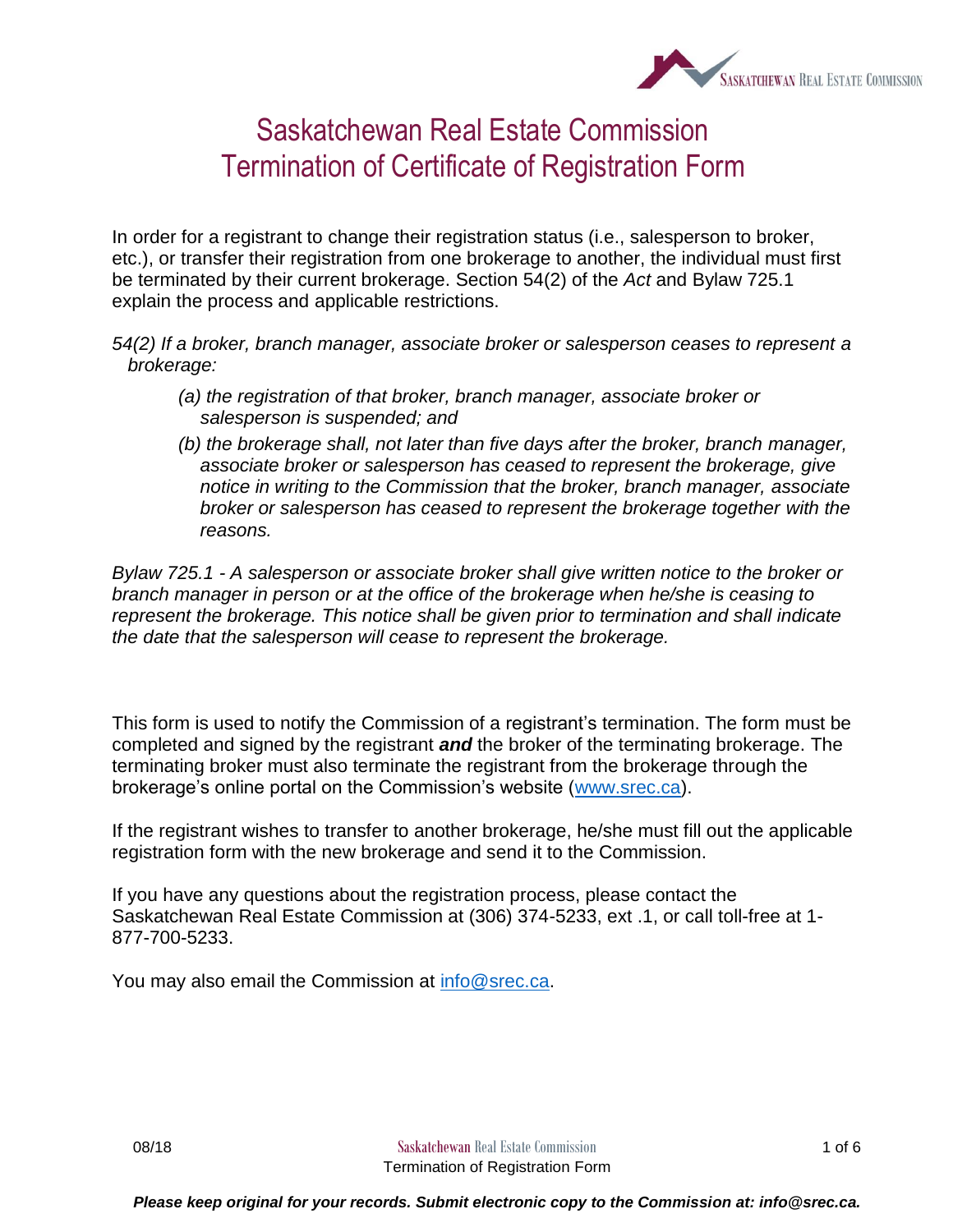# Saskatchewan Real Estate Commission
# Termination of Certificate of Registration Form

In order for a registrant to change their registration status (i.e., salesperson to broker, etc.), or transfer their registration from one brokerage to another, the individual must first be terminated by their current brokerage. Section 54(2) of the *Act* and Bylaw 725.1 explain the process and applicable restrictions.

*54(2) If a broker, branch manager, associate broker or salesperson ceases to represent a brokerage:*

> *(a) the registration of that broker, branch manager, associate broker or salesperson is suspended; and*
>
> *(b) the brokerage shall, not later than five days after the broker, branch manager, associate broker or salesperson has ceased to represent the brokerage, give notice in writing to the Commission that the broker, branch manager, associate broker or salesperson has ceased to represent the brokerage together with the reasons.*

*Bylaw 725.1 - A salesperson or associate broker shall give written notice to the broker or branch manager in person or at the office of the brokerage when he/she is ceasing to represent the brokerage. This notice shall be given prior to termination and shall indicate the date that the salesperson will cease to represent the brokerage.*

This form is used to notify the Commission of a registrant's termination. The form must be completed and signed by the registrant ***and*** the broker of the terminating brokerage. The terminating broker must also terminate the registrant from the brokerage through the brokerage's online portal on the Commission's website (www.srec.ca).

If the registrant wishes to transfer to another brokerage, he/she must fill out the applicable registration form with the new brokerage and send it to the Commission.

If you have any questions about the registration process, please contact the Saskatchewan Real Estate Commission at (306) 374-5233, ext .1, or call toll-free at 1-877-700-5233.

You may also email the Commission at info@srec.ca.

***Please keep original for your records. Submit electronic copy to the Commission at: info@srec.ca.***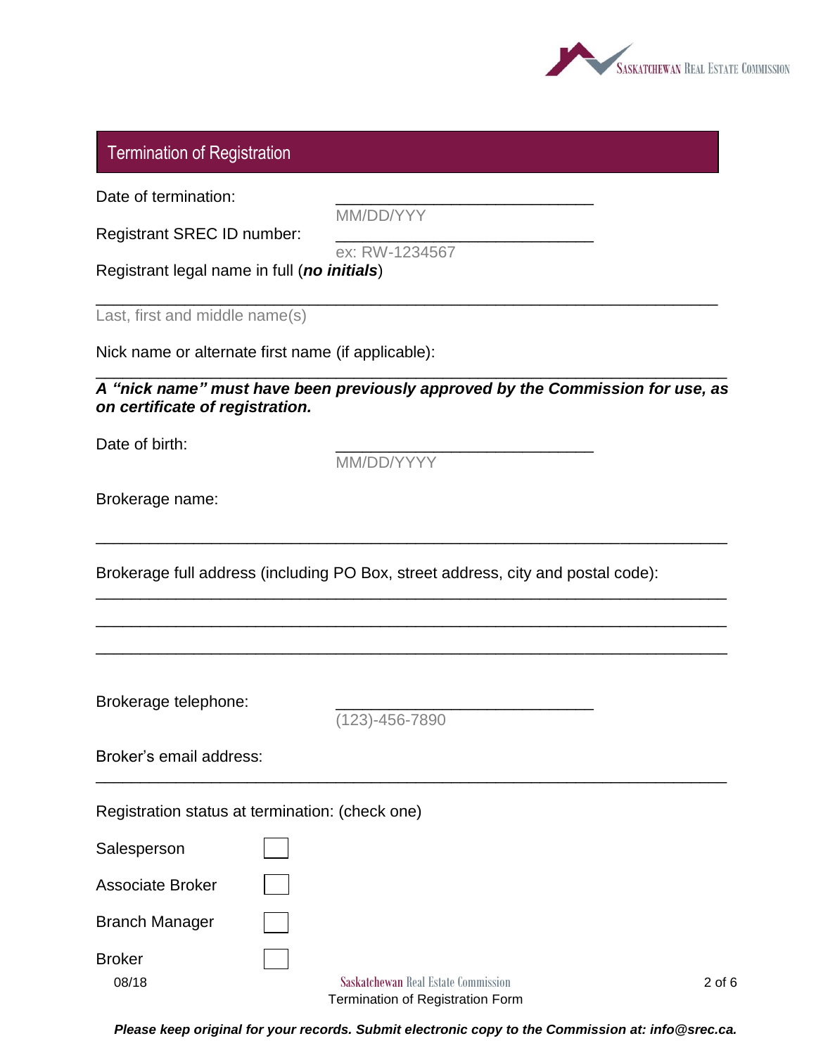## Termination of Registration

Date of termination: ____________________________
MM/DD/YYY

Registrant SREC ID number: ____________________________
ex: RW-1234567

Registrant legal name in full (***no initials***)

_____________________________________________________________________
Last, first and middle name(s)

Nick name or alternate first name (if applicable):

_____________________________________________________________________

***A "nick name" must have been previously approved by the Commission for use, as on certificate of registration.***

Date of birth: ____________________________
MM/DD/YYYY

Brokerage name:

_____________________________________________________________________

Brokerage full address (including PO Box, street address, city and postal code):

_____________________________________________________________________

_____________________________________________________________________

_____________________________________________________________________

Brokerage telephone: ____________________________
(123)-456-7890

Broker's email address:

_____________________________________________________________________

Registration status at termination: (check one)

Salesperson ☐

Associate Broker ☐

Branch Manager ☐

Broker ☐

08/18

***Please keep original for your records. Submit electronic copy to the Commission at: info@srec.ca.***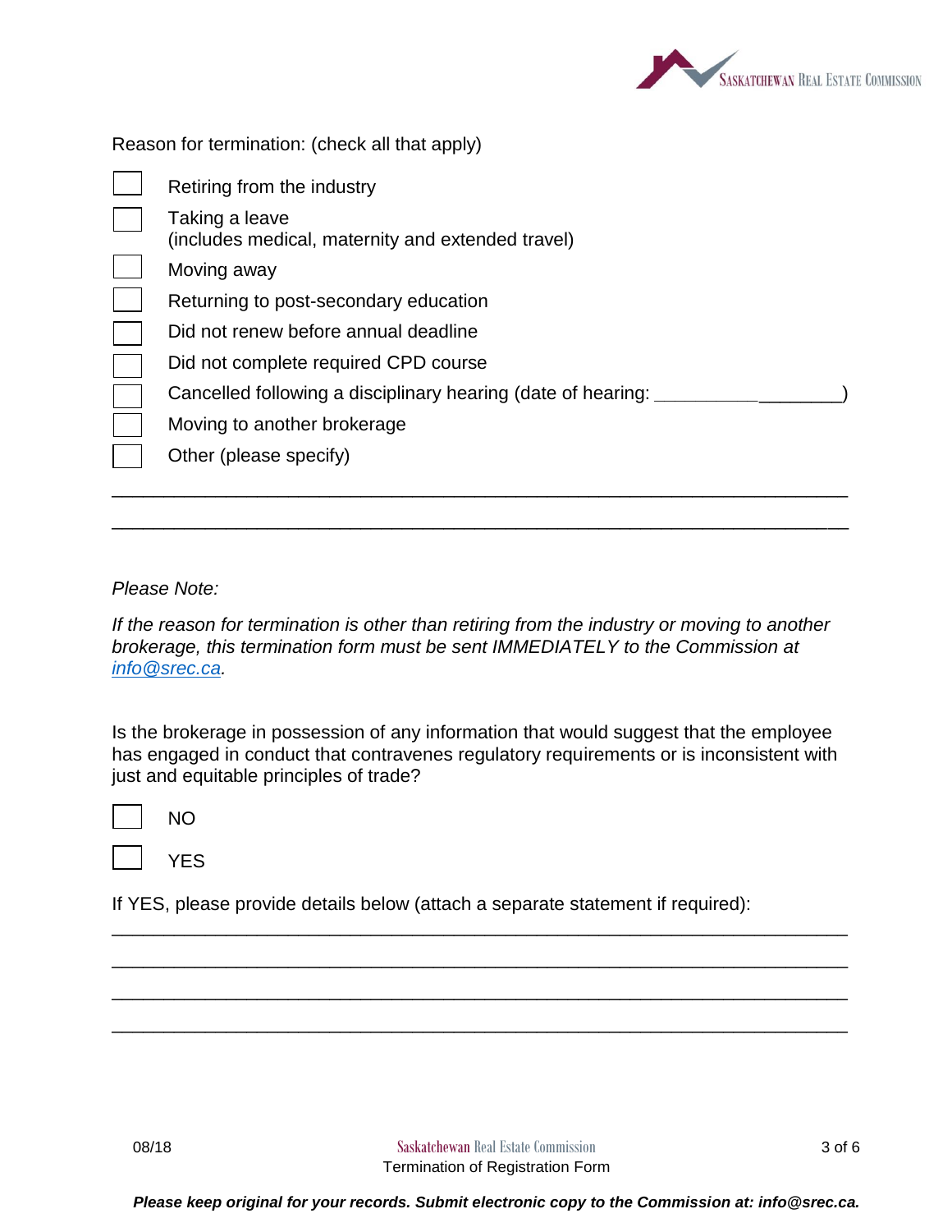Reason for termination: (check all that apply)

- [ ] Retiring from the industry
- [ ] Taking a leave (includes medical, maternity and extended travel)
- [ ] Moving away
- [ ] Returning to post-secondary education
- [ ] Did not renew before annual deadline
- [ ] Did not complete required CPD course
- [ ] Cancelled following a disciplinary hearing (date of hearing: ___________________)
- [ ] Moving to another brokerage
- [ ] Other (please specify)

_______________________________________________________________________

_______________________________________________________________________

*Please Note:*

*If the reason for termination is other than retiring from the industry or moving to another brokerage, this termination form must be sent IMMEDIATELY to the Commission at [info@srec.ca](mailto:info@srec.ca).*

Is the brokerage in possession of any information that would suggest that the employee has engaged in conduct that contravenes regulatory requirements or is inconsistent with just and equitable principles of trade?

- [ ] NO
- [ ] YES

If YES, please provide details below (attach a separate statement if required):

_______________________________________________________________________

_______________________________________________________________________

_______________________________________________________________________

_______________________________________________________________________

***Please keep original for your records. Submit electronic copy to the Commission at: info@srec.ca.***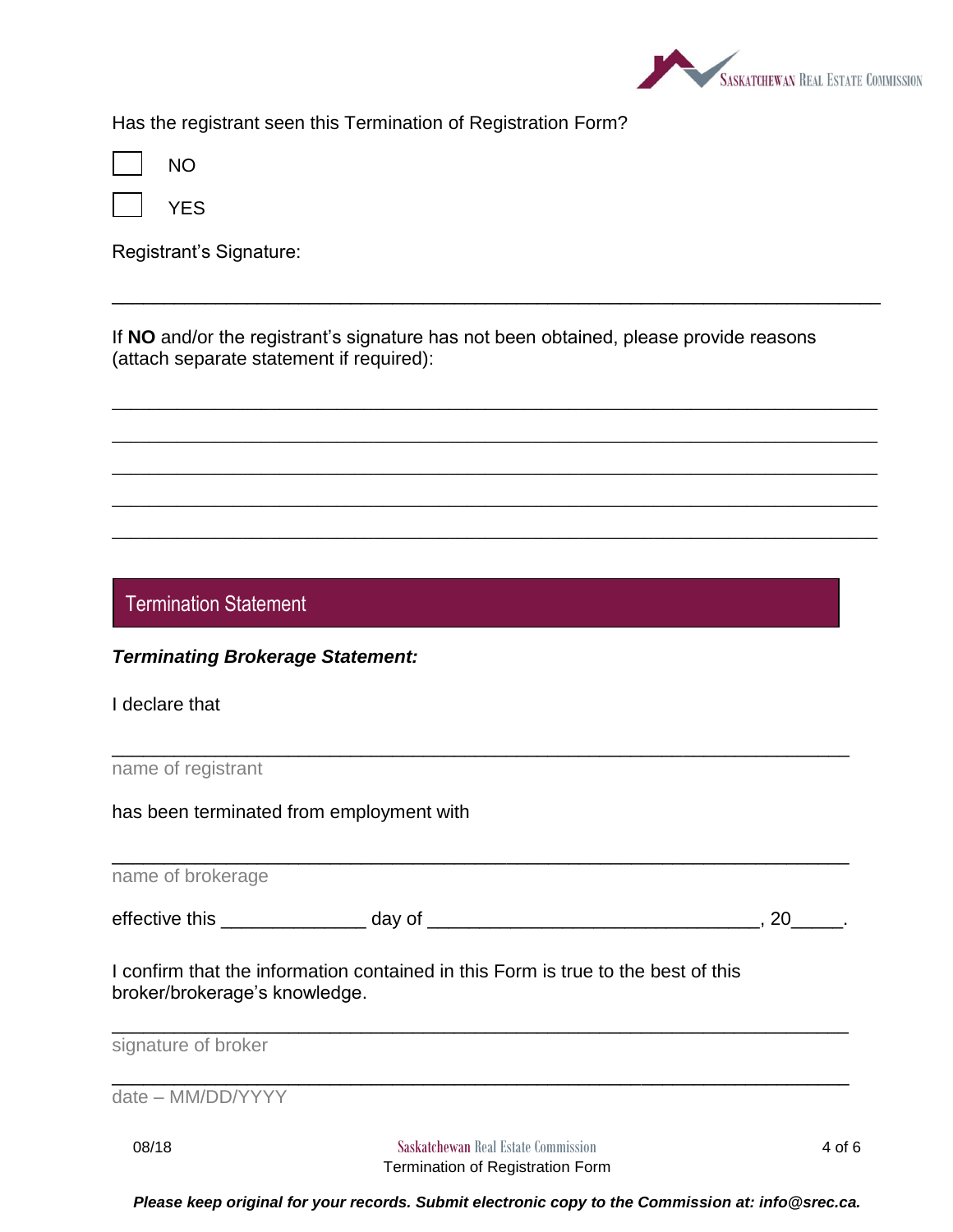Has the registrant seen this Termination of Registration Form?

☐ NO

☐ YES

Registrant's Signature:

_______________________________________________________________________

If **NO** and/or the registrant's signature has not been obtained, please provide reasons (attach separate statement if required):

_______________________________________________________________________

_______________________________________________________________________

_______________________________________________________________________

_______________________________________________________________________

_______________________________________________________________________

## Termination Statement

***Terminating Brokerage Statement:***

I declare that

_______________________________________________________________________
name of registrant

has been terminated from employment with

_______________________________________________________________________
name of brokerage

effective this ______________ day of ________________________________, 20_____.

I confirm that the information contained in this Form is true to the best of this broker/brokerage's knowledge.

_______________________________________________________________________
signature of broker

_______________________________________________________________________
date – MM/DD/YYYY

***Please keep original for your records. Submit electronic copy to the Commission at: info@srec.ca.***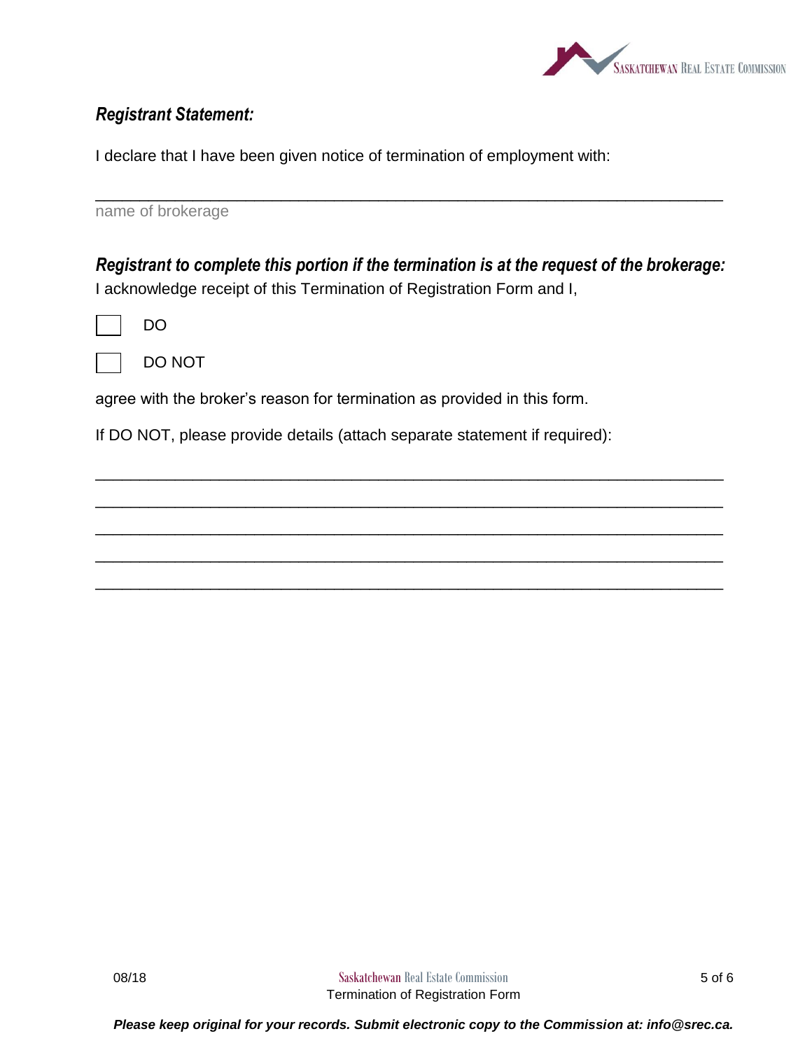### *Registrant Statement:*

I declare that I have been given notice of termination of employment with:

\_\_\_\_\_\_\_\_\_\_\_\_\_\_\_\_\_\_\_\_\_\_\_\_\_\_\_\_\_\_\_\_\_\_\_\_\_\_\_\_\_\_\_\_\_\_\_\_\_\_\_\_\_\_\_\_\_\_\_\_\_\_\_\_\_\_\_\_

name of brokerage

### *Registrant to complete this portion if the termination is at the request of the brokerage:*

I acknowledge receipt of this Termination of Registration Form and I,

☐ DO

☐ DO NOT

agree with the broker's reason for termination as provided in this form.

If DO NOT, please provide details (attach separate statement if required):

\_\_\_\_\_\_\_\_\_\_\_\_\_\_\_\_\_\_\_\_\_\_\_\_\_\_\_\_\_\_\_\_\_\_\_\_\_\_\_\_\_\_\_\_\_\_\_\_\_\_\_\_\_\_\_\_\_\_\_\_\_\_\_\_\_\_\_\_

\_\_\_\_\_\_\_\_\_\_\_\_\_\_\_\_\_\_\_\_\_\_\_\_\_\_\_\_\_\_\_\_\_\_\_\_\_\_\_\_\_\_\_\_\_\_\_\_\_\_\_\_\_\_\_\_\_\_\_\_\_\_\_\_\_\_\_\_

\_\_\_\_\_\_\_\_\_\_\_\_\_\_\_\_\_\_\_\_\_\_\_\_\_\_\_\_\_\_\_\_\_\_\_\_\_\_\_\_\_\_\_\_\_\_\_\_\_\_\_\_\_\_\_\_\_\_\_\_\_\_\_\_\_\_\_\_

\_\_\_\_\_\_\_\_\_\_\_\_\_\_\_\_\_\_\_\_\_\_\_\_\_\_\_\_\_\_\_\_\_\_\_\_\_\_\_\_\_\_\_\_\_\_\_\_\_\_\_\_\_\_\_\_\_\_\_\_\_\_\_\_\_\_\_\_

\_\_\_\_\_\_\_\_\_\_\_\_\_\_\_\_\_\_\_\_\_\_\_\_\_\_\_\_\_\_\_\_\_\_\_\_\_\_\_\_\_\_\_\_\_\_\_\_\_\_\_\_\_\_\_\_\_\_\_\_\_\_\_\_\_\_\_\_

***Please keep original for your records. Submit electronic copy to the Commission at: info@srec.ca.***